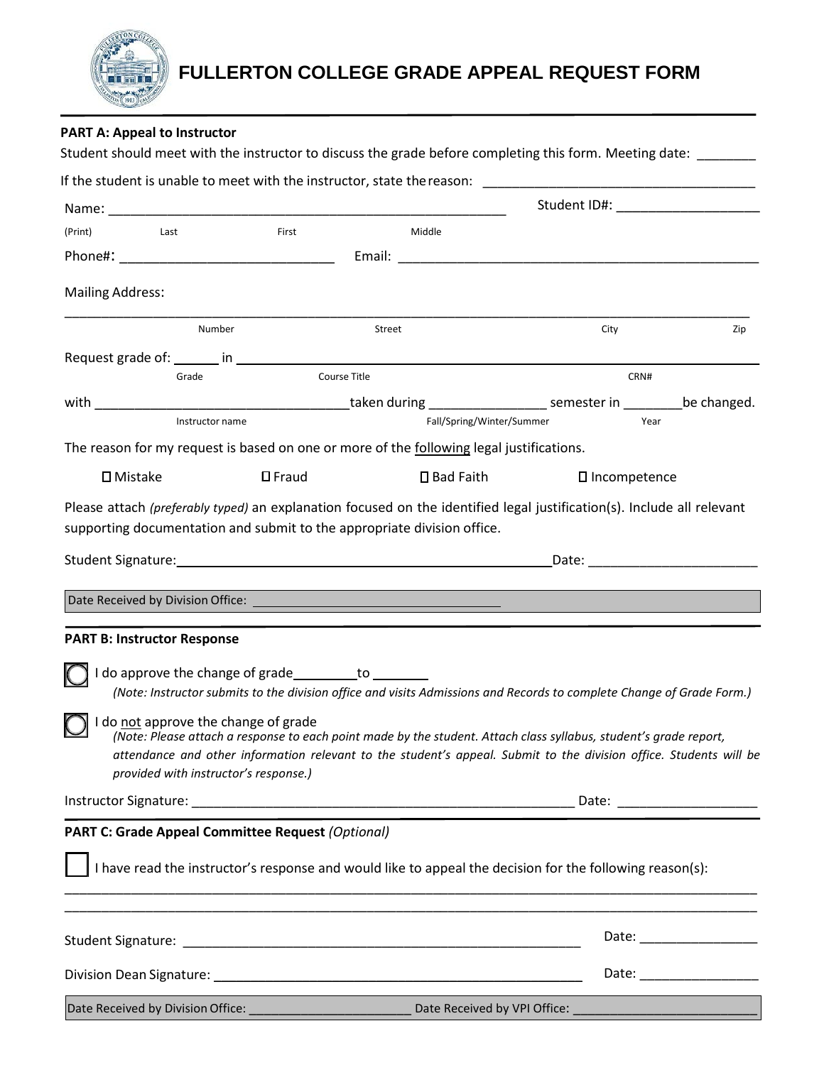# FULLERTON COLLEGE GRADE APPEAL REQUEST FORM

**PART A: Appeal to Instructor**

Student should meet with the instructor to discuss the grade before completing this form. Meeting date: ________

If the student is unable to meet with the instructor, state the reason: ____________________________________

Name: _____________________________________________________ Student ID#: ___________________

(Print) Last First Middle

Phone#: ____________________________ Email: ________________________________________________

Mailing Address:

_____________________________________________________________________________________________

Number Street City Zip

Request grade of: ______ in _____________________________________________________________________

Grade Course Title CRN#

with _________________________________taken during _______________ semester in ________be changed.

Instructor name Fall/Spring/Winter/Summer Year

The reason for my request is based on one or more of the following legal justifications.

☐ Mistake ☐ Fraud ☐ Bad Faith ☐ Incompetence

Please attach *(preferably typed)* an explanation focused on the identified legal justification(s). Include all relevant supporting documentation and submit to the appropriate division office.

Student Signature: _________________________________________________ Date: ______________________

Date Received by Division Office: ____________________________________

**PART B: Instructor Response**

◯ I do approve the change of grade ________ to _______

*(Note: Instructor submits to the division office and visits Admissions and Records to complete Change of Grade Form.)*

◯ I do not approve the change of grade

*(Note: Please attach a response to each point made by the student. Attach class syllabus, student's grade report, attendance and other information relevant to the student's appeal. Submit to the division office. Students will be provided with instructor's response.)*

Instructor Signature: _____________________________________________________ Date: __________________

**PART C: Grade Appeal Committee Request** *(Optional)*

☐ I have read the instructor's response and would like to appeal the decision for the following reason(s):

_____________________________________________________________________________________________

_____________________________________________________________________________________________

Student Signature: ___________________________________________________ Date: ________________

Division Dean Signature: _______________________________________________ Date: ________________

Date Received by Division Office: ______________________ Date Received by VPI Office: __________________________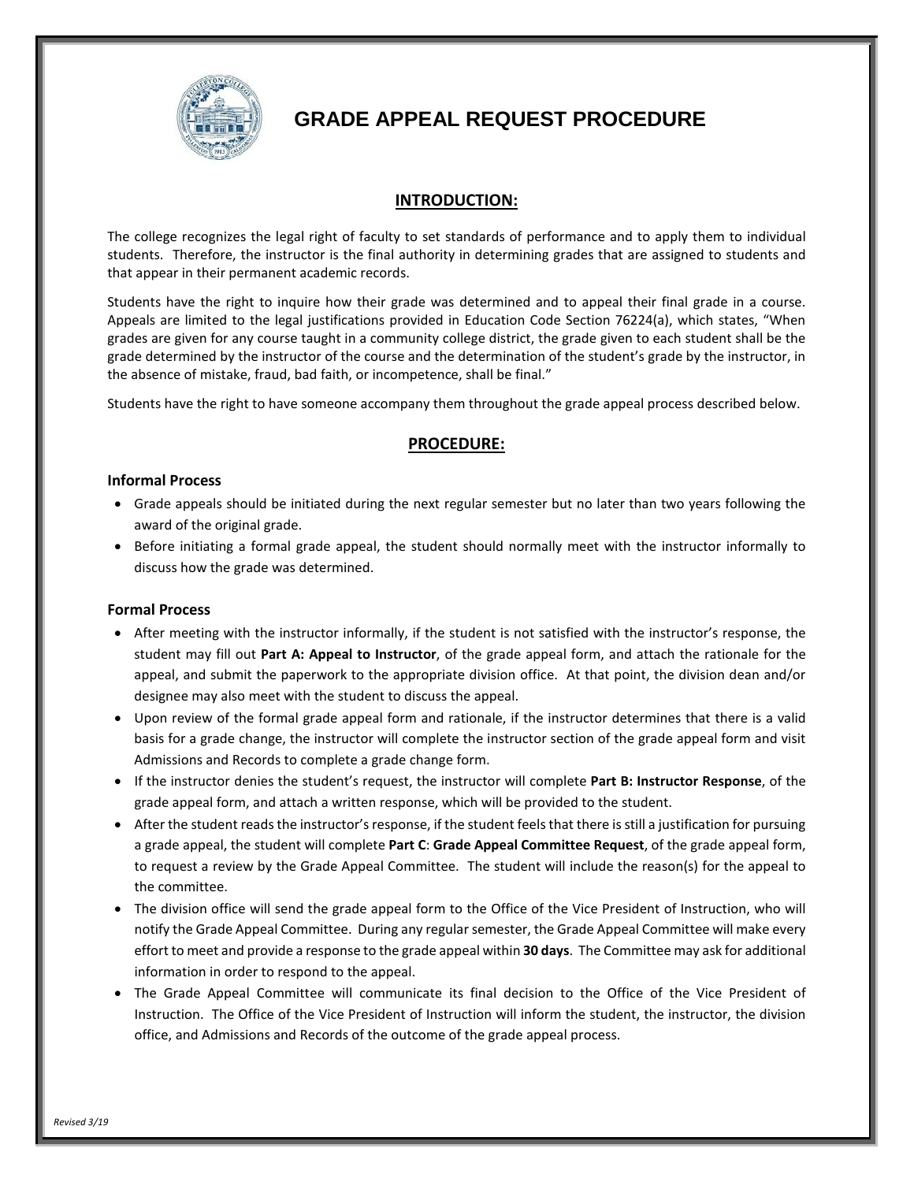# GRADE APPEAL REQUEST PROCEDURE

## INTRODUCTION:

The college recognizes the legal right of faculty to set standards of performance and to apply them to individual students. Therefore, the instructor is the final authority in determining grades that are assigned to students and that appear in their permanent academic records.

Students have the right to inquire how their grade was determined and to appeal their final grade in a course. Appeals are limited to the legal justifications provided in Education Code Section 76224(a), which states, "When grades are given for any course taught in a community college district, the grade given to each student shall be the grade determined by the instructor of the course and the determination of the student's grade by the instructor, in the absence of mistake, fraud, bad faith, or incompetence, shall be final."

Students have the right to have someone accompany them throughout the grade appeal process described below.

## PROCEDURE:

### Informal Process

- Grade appeals should be initiated during the next regular semester but no later than two years following the award of the original grade.
- Before initiating a formal grade appeal, the student should normally meet with the instructor informally to discuss how the grade was determined.

### Formal Process

- After meeting with the instructor informally, if the student is not satisfied with the instructor's response, the student may fill out **Part A: Appeal to Instructor**, of the grade appeal form, and attach the rationale for the appeal, and submit the paperwork to the appropriate division office. At that point, the division dean and/or designee may also meet with the student to discuss the appeal.
- Upon review of the formal grade appeal form and rationale, if the instructor determines that there is a valid basis for a grade change, the instructor will complete the instructor section of the grade appeal form and visit Admissions and Records to complete a grade change form.
- If the instructor denies the student's request, the instructor will complete **Part B: Instructor Response**, of the grade appeal form, and attach a written response, which will be provided to the student.
- After the student reads the instructor's response, if the student feels that there is still a justification for pursuing a grade appeal, the student will complete **Part C**: **Grade Appeal Committee Request**, of the grade appeal form, to request a review by the Grade Appeal Committee. The student will include the reason(s) for the appeal to the committee.
- The division office will send the grade appeal form to the Office of the Vice President of Instruction, who will notify the Grade Appeal Committee. During any regular semester, the Grade Appeal Committee will make every effort to meet and provide a response to the grade appeal within **30 days**. The Committee may ask for additional information in order to respond to the appeal.
- The Grade Appeal Committee will communicate its final decision to the Office of the Vice President of Instruction. The Office of the Vice President of Instruction will inform the student, the instructor, the division office, and Admissions and Records of the outcome of the grade appeal process.

*Revised 3/19*